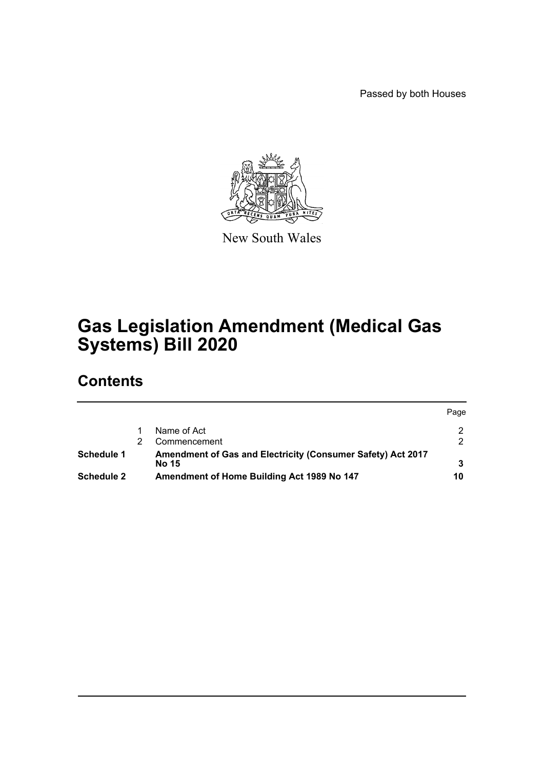Passed by both Houses

New South Wales

# Gas Legislation Amendment (Medical Gas Systems) Bill 2020

## Contents

| | | | Page |
|---|---|---|---|
| | 1 | Name of Act | 2 |
| | 2 | Commencement | 2 |
| **Schedule 1** | | **Amendment of Gas and Electricity (Consumer Safety) Act 2017 No 15** | **3** |
| **Schedule 2** | | **Amendment of Home Building Act 1989 No 147** | **10** |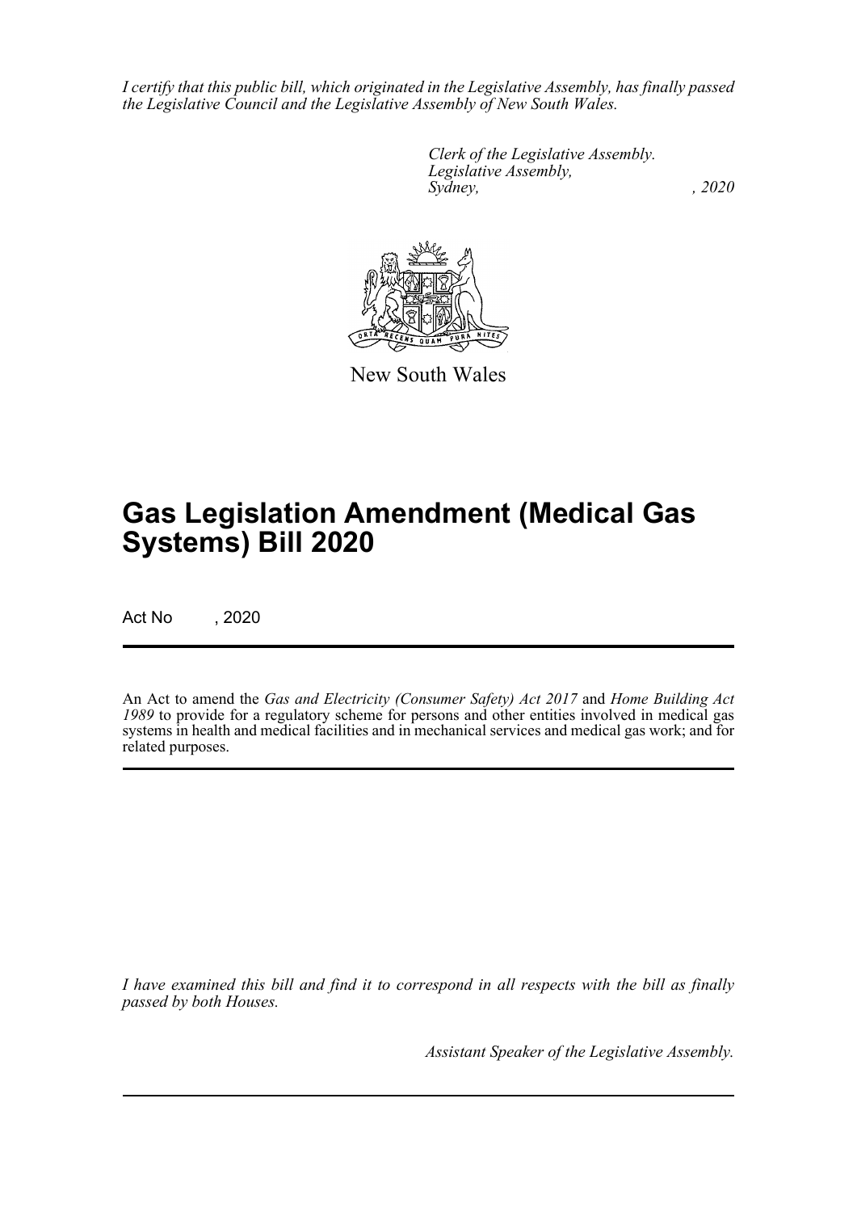*I certify that this public bill, which originated in the Legislative Assembly, has finally passed the Legislative Council and the Legislative Assembly of New South Wales.*

*Clerk of the Legislative Assembly.*
*Legislative Assembly,*
*Sydney, , 2020*

New South Wales

# Gas Legislation Amendment (Medical Gas Systems) Bill 2020

Act No , 2020

An Act to amend the *Gas and Electricity (Consumer Safety) Act 2017* and *Home Building Act 1989* to provide for a regulatory scheme for persons and other entities involved in medical gas systems in health and medical facilities and in mechanical services and medical gas work; and for related purposes.

*I have examined this bill and find it to correspond in all respects with the bill as finally passed by both Houses.*

*Assistant Speaker of the Legislative Assembly.*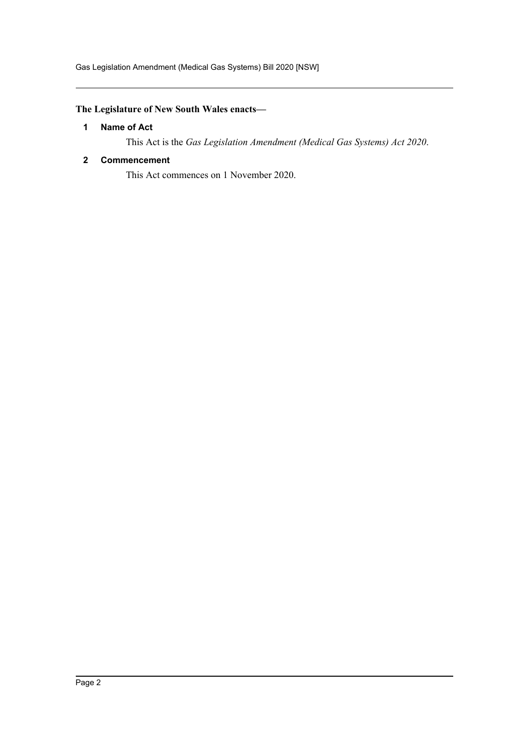**The Legislature of New South Wales enacts—**

## 1 Name of Act

This Act is the *Gas Legislation Amendment (Medical Gas Systems) Act 2020*.

## 2 Commencement

This Act commences on 1 November 2020.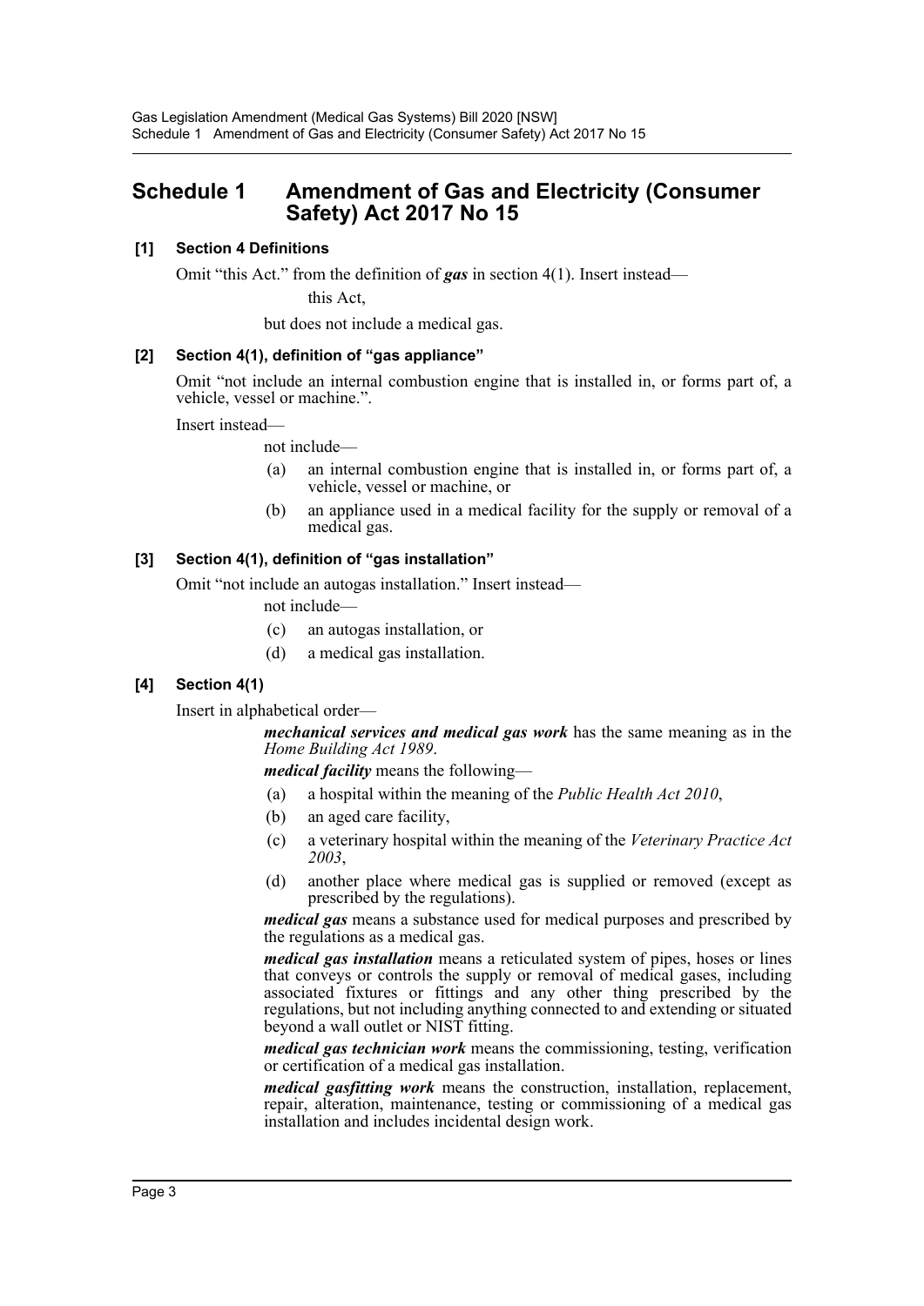## Schedule 1 Amendment of Gas and Electricity (Consumer Safety) Act 2017 No 15

**[1] Section 4 Definitions**

Omit "this Act." from the definition of ***gas*** in section 4(1). Insert instead—

this Act,

but does not include a medical gas.

**[2] Section 4(1), definition of "gas appliance"**

Omit "not include an internal combustion engine that is installed in, or forms part of, a vehicle, vessel or machine.".

Insert instead—

not include—

(a) an internal combustion engine that is installed in, or forms part of, a vehicle, vessel or machine, or

(b) an appliance used in a medical facility for the supply or removal of a medical gas.

**[3] Section 4(1), definition of "gas installation"**

Omit "not include an autogas installation." Insert instead—

not include—

(c) an autogas installation, or

(d) a medical gas installation.

**[4] Section 4(1)**

Insert in alphabetical order—

***mechanical services and medical gas work*** has the same meaning as in the *Home Building Act 1989*.

***medical facility*** means the following—

(a) a hospital within the meaning of the *Public Health Act 2010*,

(b) an aged care facility,

(c) a veterinary hospital within the meaning of the *Veterinary Practice Act 2003*,

(d) another place where medical gas is supplied or removed (except as prescribed by the regulations).

***medical gas*** means a substance used for medical purposes and prescribed by the regulations as a medical gas.

***medical gas installation*** means a reticulated system of pipes, hoses or lines that conveys or controls the supply or removal of medical gases, including associated fixtures or fittings and any other thing prescribed by the regulations, but not including anything connected to and extending or situated beyond a wall outlet or NIST fitting.

***medical gas technician work*** means the commissioning, testing, verification or certification of a medical gas installation.

***medical gasfitting work*** means the construction, installation, replacement, repair, alteration, maintenance, testing or commissioning of a medical gas installation and includes incidental design work.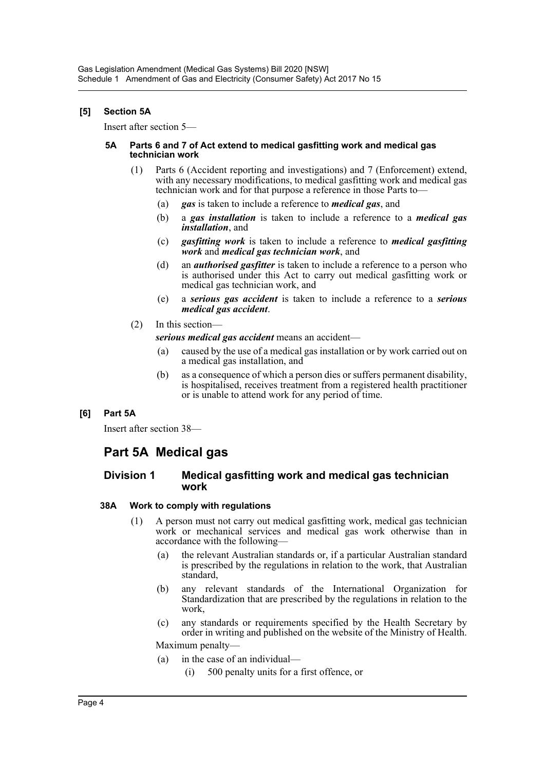**[5] Section 5A**

Insert after section 5—

**5A Parts 6 and 7 of Act extend to medical gasfitting work and medical gas technician work**

(1) Parts 6 (Accident reporting and investigations) and 7 (Enforcement) extend, with any necessary modifications, to medical gasfitting work and medical gas technician work and for that purpose a reference in those Parts to—

(a) ***gas*** is taken to include a reference to ***medical gas***, and

(b) a ***gas installation*** is taken to include a reference to a ***medical gas installation***, and

(c) ***gasfitting work*** is taken to include a reference to ***medical gasfitting work*** and ***medical gas technician work***, and

(d) an ***authorised gasfitter*** is taken to include a reference to a person who is authorised under this Act to carry out medical gasfitting work or medical gas technician work, and

(e) a ***serious gas accident*** is taken to include a reference to a ***serious medical gas accident***.

(2) In this section—

***serious medical gas accident*** means an accident—

(a) caused by the use of a medical gas installation or by work carried out on a medical gas installation, and

(b) as a consequence of which a person dies or suffers permanent disability, is hospitalised, receives treatment from a registered health practitioner or is unable to attend work for any period of time.

**[6] Part 5A**

Insert after section 38—

## Part 5A Medical gas

### Division 1 Medical gasfitting work and medical gas technician work

**38A Work to comply with regulations**

(1) A person must not carry out medical gasfitting work, medical gas technician work or mechanical services and medical gas work otherwise than in accordance with the following—

(a) the relevant Australian standards or, if a particular Australian standard is prescribed by the regulations in relation to the work, that Australian standard,

(b) any relevant standards of the International Organization for Standardization that are prescribed by the regulations in relation to the work,

(c) any standards or requirements specified by the Health Secretary by order in writing and published on the website of the Ministry of Health.

Maximum penalty—

(a) in the case of an individual—

(i) 500 penalty units for a first offence, or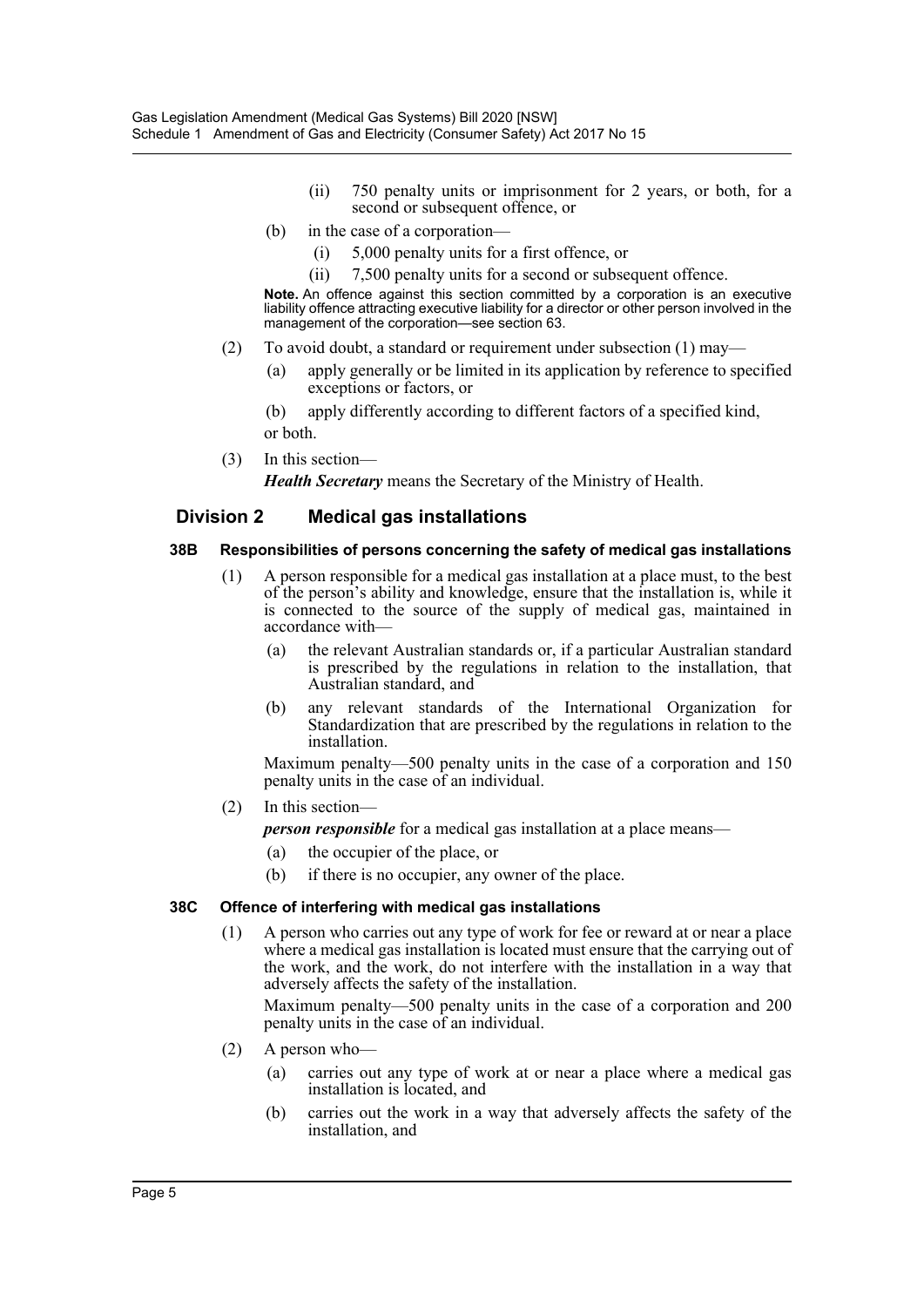(ii) 750 penalty units or imprisonment for 2 years, or both, for a second or subsequent offence, or

(b) in the case of a corporation—

(i) 5,000 penalty units for a first offence, or

(ii) 7,500 penalty units for a second or subsequent offence.

**Note.** An offence against this section committed by a corporation is an executive liability offence attracting executive liability for a director or other person involved in the management of the corporation—see section 63.

(2) To avoid doubt, a standard or requirement under subsection (1) may—

(a) apply generally or be limited in its application by reference to specified exceptions or factors, or

(b) apply differently according to different factors of a specified kind,

or both.

(3) In this section—

***Health Secretary*** means the Secretary of the Ministry of Health.

## Division 2 Medical gas installations

#### 38B Responsibilities of persons concerning the safety of medical gas installations

(1) A person responsible for a medical gas installation at a place must, to the best of the person's ability and knowledge, ensure that the installation is, while it is connected to the source of the supply of medical gas, maintained in accordance with—

(a) the relevant Australian standards or, if a particular Australian standard is prescribed by the regulations in relation to the installation, that Australian standard, and

(b) any relevant standards of the International Organization for Standardization that are prescribed by the regulations in relation to the installation.

Maximum penalty—500 penalty units in the case of a corporation and 150 penalty units in the case of an individual.

(2) In this section—

***person responsible*** for a medical gas installation at a place means—

(a) the occupier of the place, or

(b) if there is no occupier, any owner of the place.

#### 38C Offence of interfering with medical gas installations

(1) A person who carries out any type of work for fee or reward at or near a place where a medical gas installation is located must ensure that the carrying out of the work, and the work, do not interfere with the installation in a way that adversely affects the safety of the installation.

Maximum penalty—500 penalty units in the case of a corporation and 200 penalty units in the case of an individual.

(2) A person who—

(a) carries out any type of work at or near a place where a medical gas installation is located, and

(b) carries out the work in a way that adversely affects the safety of the installation, and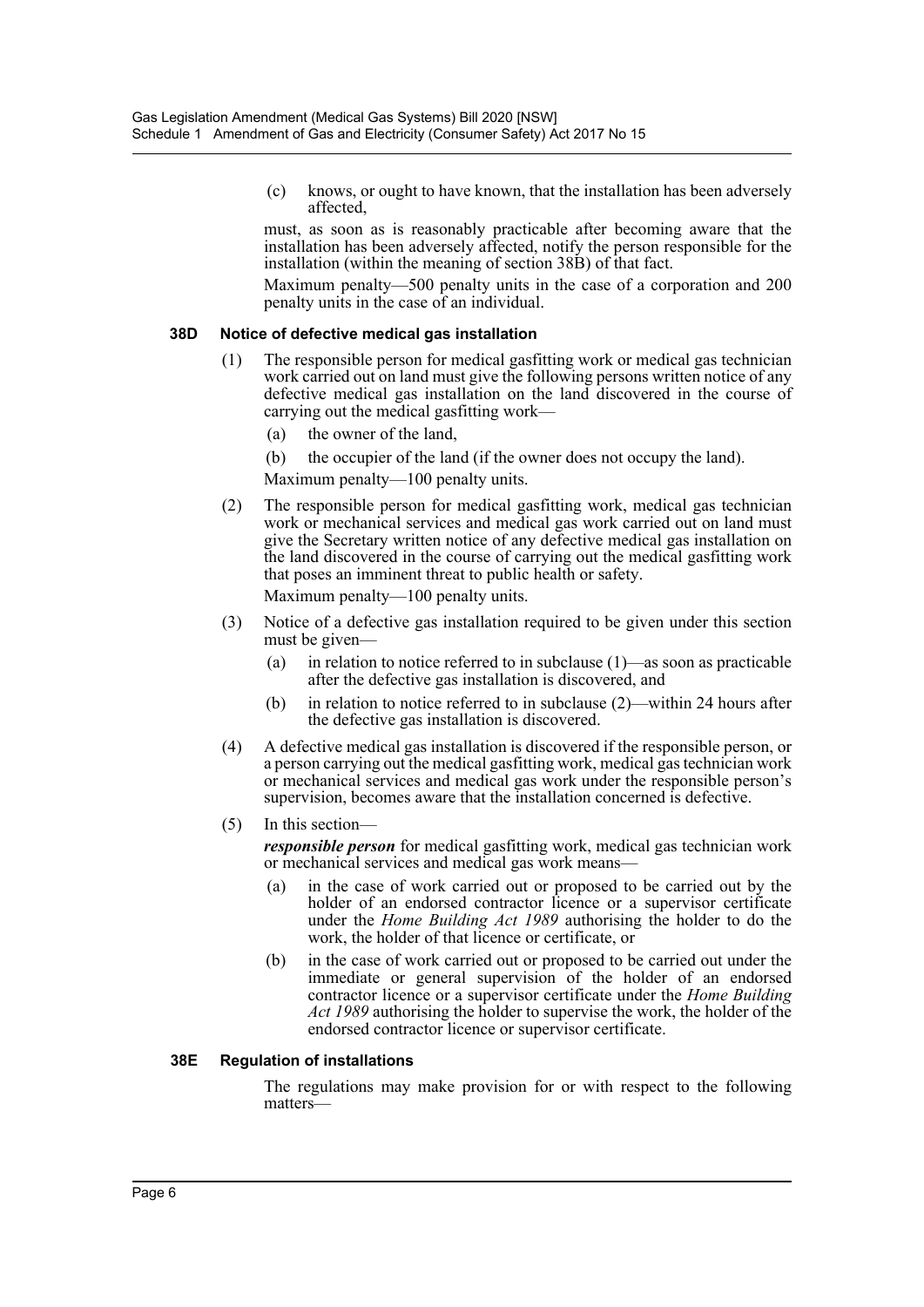(c) knows, or ought to have known, that the installation has been adversely affected,

must, as soon as is reasonably practicable after becoming aware that the installation has been adversely affected, notify the person responsible for the installation (within the meaning of section 38B) of that fact.

Maximum penalty—500 penalty units in the case of a corporation and 200 penalty units in the case of an individual.

### 38D Notice of defective medical gas installation

(1) The responsible person for medical gasfitting work or medical gas technician work carried out on land must give the following persons written notice of any defective medical gas installation on the land discovered in the course of carrying out the medical gasfitting work—

(a) the owner of the land,

(b) the occupier of the land (if the owner does not occupy the land).

Maximum penalty—100 penalty units.

(2) The responsible person for medical gasfitting work, medical gas technician work or mechanical services and medical gas work carried out on land must give the Secretary written notice of any defective medical gas installation on the land discovered in the course of carrying out the medical gasfitting work that poses an imminent threat to public health or safety.

Maximum penalty—100 penalty units.

(3) Notice of a defective gas installation required to be given under this section must be given—

(a) in relation to notice referred to in subclause (1)—as soon as practicable after the defective gas installation is discovered, and

(b) in relation to notice referred to in subclause (2)—within 24 hours after the defective gas installation is discovered.

(4) A defective medical gas installation is discovered if the responsible person, or a person carrying out the medical gasfitting work, medical gas technician work or mechanical services and medical gas work under the responsible person's supervision, becomes aware that the installation concerned is defective.

(5) In this section—

***responsible person*** for medical gasfitting work, medical gas technician work or mechanical services and medical gas work means—

(a) in the case of work carried out or proposed to be carried out by the holder of an endorsed contractor licence or a supervisor certificate under the *Home Building Act 1989* authorising the holder to do the work, the holder of that licence or certificate, or

(b) in the case of work carried out or proposed to be carried out under the immediate or general supervision of the holder of an endorsed contractor licence or a supervisor certificate under the *Home Building Act 1989* authorising the holder to supervise the work, the holder of the endorsed contractor licence or supervisor certificate.

### 38E Regulation of installations

The regulations may make provision for or with respect to the following matters—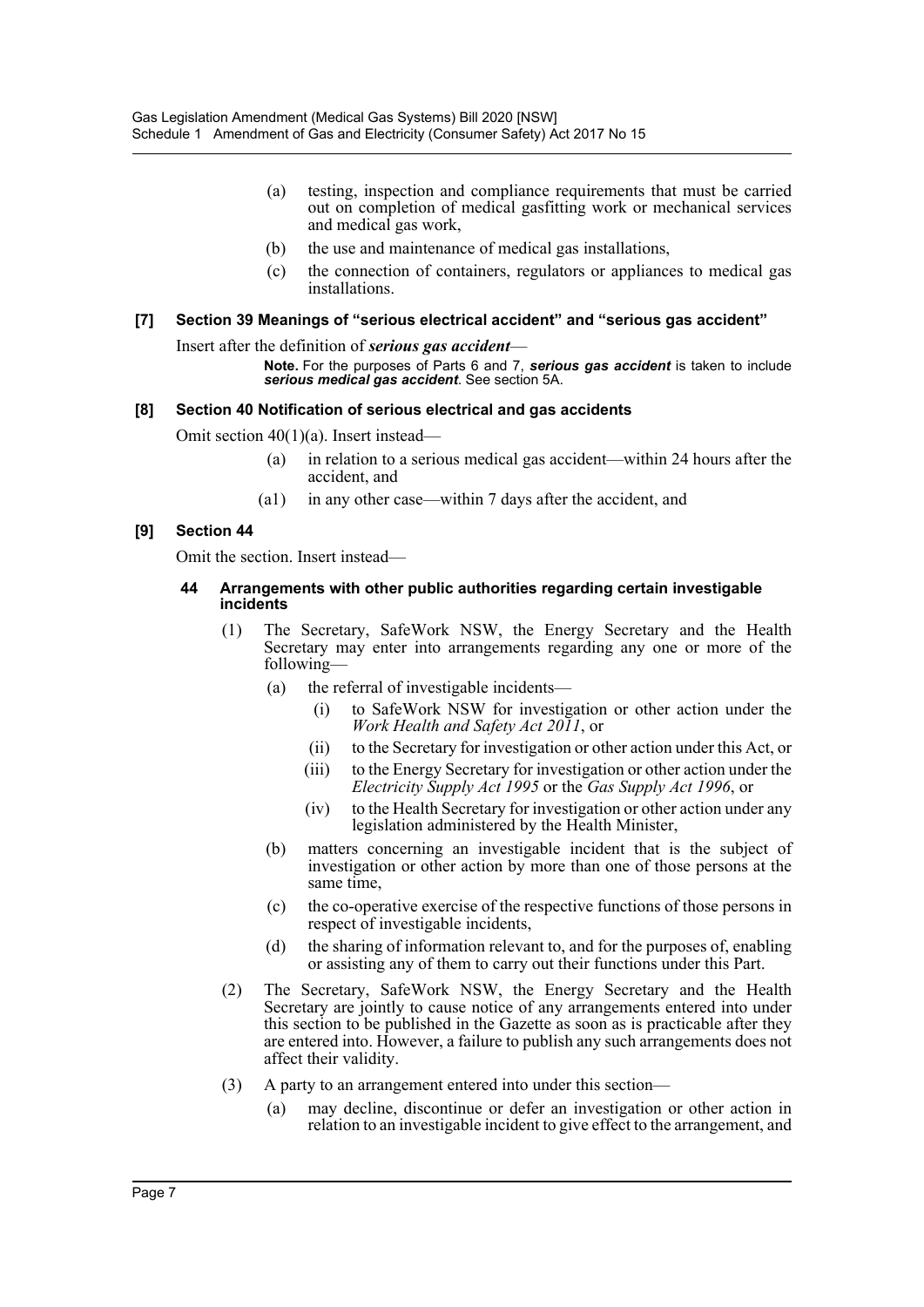(a) testing, inspection and compliance requirements that must be carried out on completion of medical gasfitting work or mechanical services and medical gas work,

(b) the use and maintenance of medical gas installations,

(c) the connection of containers, regulators or appliances to medical gas installations.

### [7] Section 39 Meanings of "serious electrical accident" and "serious gas accident"

Insert after the definition of ***serious gas accident***—

> **Note.** For the purposes of Parts 6 and 7, ***serious gas accident*** is taken to include ***serious medical gas accident***. See section 5A.

### [8] Section 40 Notification of serious electrical and gas accidents

Omit section 40(1)(a). Insert instead—

(a) in relation to a serious medical gas accident—within 24 hours after the accident, and

(a1) in any other case—within 7 days after the accident, and

### [9] Section 44

Omit the section. Insert instead—

#### 44 Arrangements with other public authorities regarding certain investigable incidents

(1) The Secretary, SafeWork NSW, the Energy Secretary and the Health Secretary may enter into arrangements regarding any one or more of the following—

(a) the referral of investigable incidents—

(i) to SafeWork NSW for investigation or other action under the *Work Health and Safety Act 2011*, or

(ii) to the Secretary for investigation or other action under this Act, or

(iii) to the Energy Secretary for investigation or other action under the *Electricity Supply Act 1995* or the *Gas Supply Act 1996*, or

(iv) to the Health Secretary for investigation or other action under any legislation administered by the Health Minister,

(b) matters concerning an investigable incident that is the subject of investigation or other action by more than one of those persons at the same time,

(c) the co-operative exercise of the respective functions of those persons in respect of investigable incidents,

(d) the sharing of information relevant to, and for the purposes of, enabling or assisting any of them to carry out their functions under this Part.

(2) The Secretary, SafeWork NSW, the Energy Secretary and the Health Secretary are jointly to cause notice of any arrangements entered into under this section to be published in the Gazette as soon as is practicable after they are entered into. However, a failure to publish any such arrangements does not affect their validity.

(3) A party to an arrangement entered into under this section—

(a) may decline, discontinue or defer an investigation or other action in relation to an investigable incident to give effect to the arrangement, and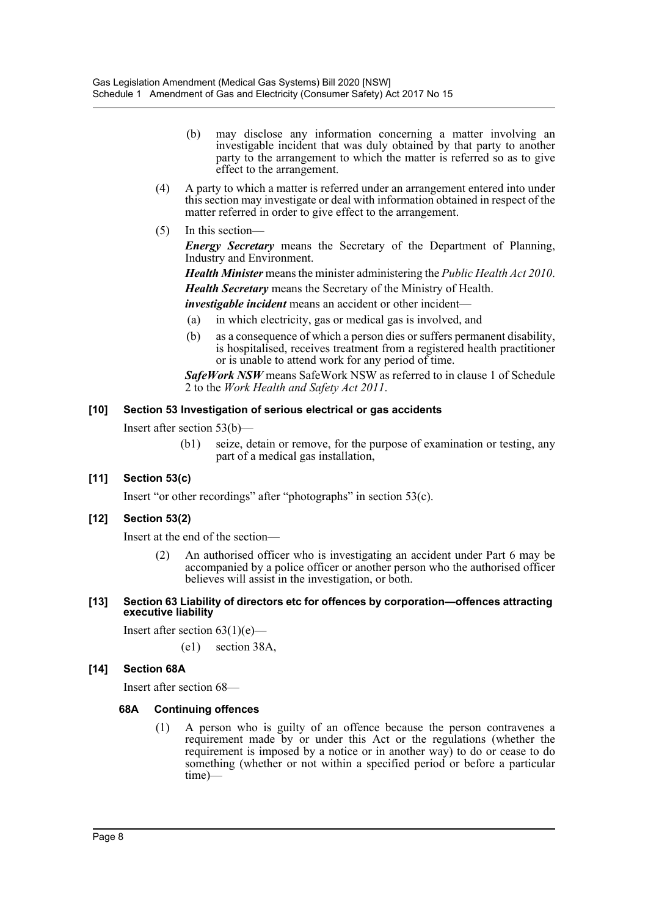(b) may disclose any information concerning a matter involving an investigable incident that was duly obtained by that party to another party to the arrangement to which the matter is referred so as to give effect to the arrangement.

(4) A party to which a matter is referred under an arrangement entered into under this section may investigate or deal with information obtained in respect of the matter referred in order to give effect to the arrangement.

(5) In this section—

***Energy Secretary*** means the Secretary of the Department of Planning, Industry and Environment.

***Health Minister*** means the minister administering the *Public Health Act 2010*.

***Health Secretary*** means the Secretary of the Ministry of Health.

***investigable incident*** means an accident or other incident—

(a) in which electricity, gas or medical gas is involved, and

(b) as a consequence of which a person dies or suffers permanent disability, is hospitalised, receives treatment from a registered health practitioner or is unable to attend work for any period of time.

***SafeWork NSW*** means SafeWork NSW as referred to in clause 1 of Schedule 2 to the *Work Health and Safety Act 2011*.

#### [10] Section 53 Investigation of serious electrical or gas accidents

Insert after section 53(b)—

(b1) seize, detain or remove, for the purpose of examination or testing, any part of a medical gas installation,

#### [11] Section 53(c)

Insert "or other recordings" after "photographs" in section 53(c).

#### [12] Section 53(2)

Insert at the end of the section—

(2) An authorised officer who is investigating an accident under Part 6 may be accompanied by a police officer or another person who the authorised officer believes will assist in the investigation, or both.

#### [13] Section 63 Liability of directors etc for offences by corporation—offences attracting executive liability

Insert after section 63(1)(e)—

(e1) section 38A,

#### [14] Section 68A

Insert after section 68—

##### 68A Continuing offences

(1) A person who is guilty of an offence because the person contravenes a requirement made by or under this Act or the regulations (whether the requirement is imposed by a notice or in another way) to do or cease to do something (whether or not within a specified period or before a particular time)—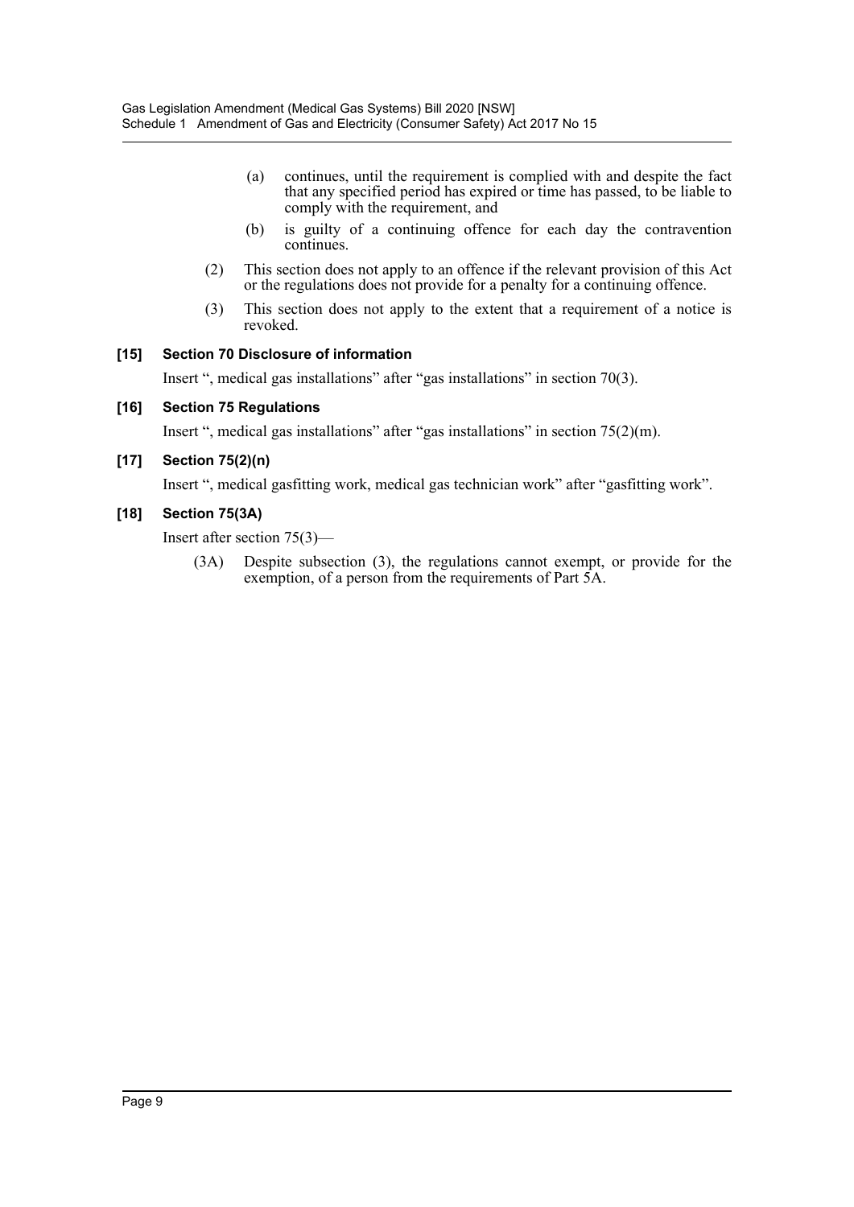(a) continues, until the requirement is complied with and despite the fact that any specified period has expired or time has passed, to be liable to comply with the requirement, and

(b) is guilty of a continuing offence for each day the contravention continues.

(2) This section does not apply to an offence if the relevant provision of this Act or the regulations does not provide for a penalty for a continuing offence.

(3) This section does not apply to the extent that a requirement of a notice is revoked.

### [15] Section 70 Disclosure of information

Insert ", medical gas installations" after "gas installations" in section 70(3).

### [16] Section 75 Regulations

Insert ", medical gas installations" after "gas installations" in section 75(2)(m).

### [17] Section 75(2)(n)

Insert ", medical gasfitting work, medical gas technician work" after "gasfitting work".

### [18] Section 75(3A)

Insert after section 75(3)—

(3A) Despite subsection (3), the regulations cannot exempt, or provide for the exemption, of a person from the requirements of Part 5A.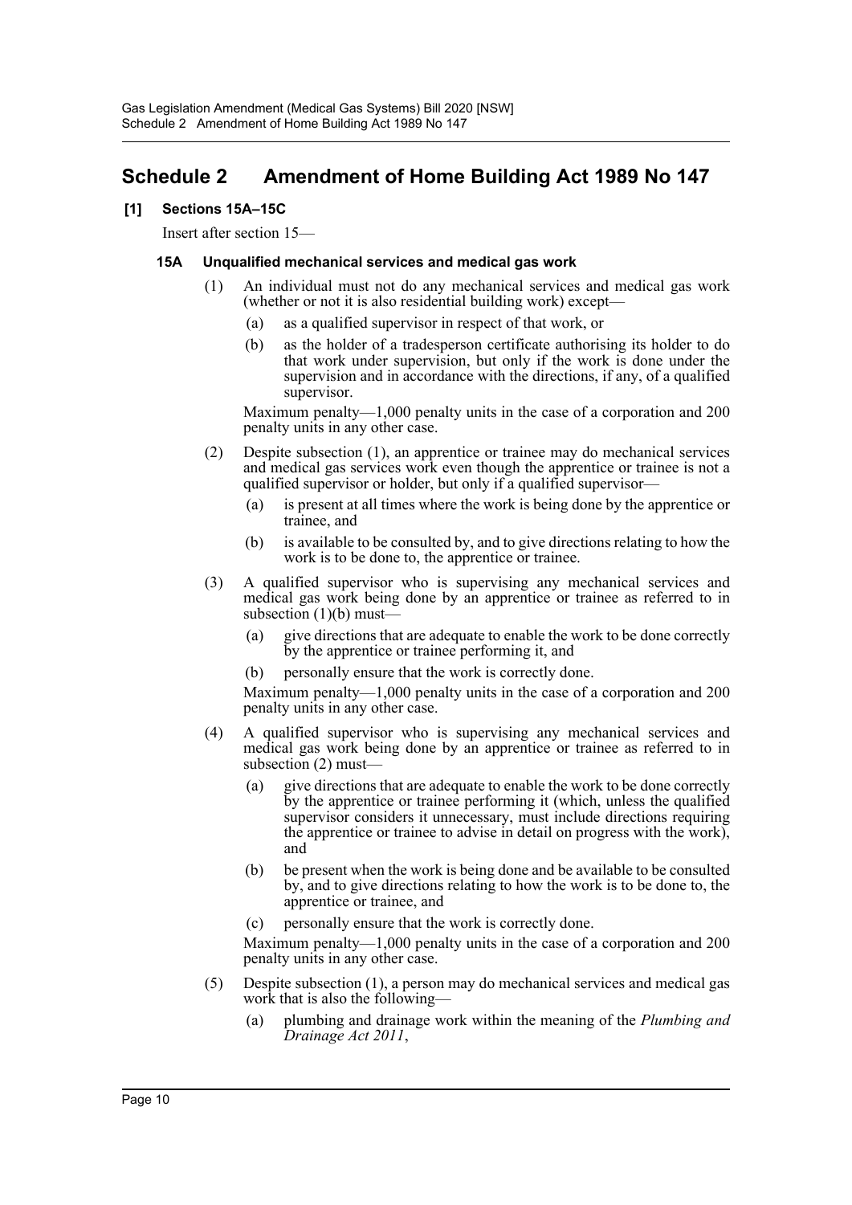# Schedule 2 Amendment of Home Building Act 1989 No 147

**[1] Sections 15A–15C**

Insert after section 15—

**15A Unqualified mechanical services and medical gas work**

(1) An individual must not do any mechanical services and medical gas work (whether or not it is also residential building work) except—

(a) as a qualified supervisor in respect of that work, or

(b) as the holder of a tradesperson certificate authorising its holder to do that work under supervision, but only if the work is done under the supervision and in accordance with the directions, if any, of a qualified supervisor.

Maximum penalty—1,000 penalty units in the case of a corporation and 200 penalty units in any other case.

(2) Despite subsection (1), an apprentice or trainee may do mechanical services and medical gas services work even though the apprentice or trainee is not a qualified supervisor or holder, but only if a qualified supervisor—

(a) is present at all times where the work is being done by the apprentice or trainee, and

(b) is available to be consulted by, and to give directions relating to how the work is to be done to, the apprentice or trainee.

(3) A qualified supervisor who is supervising any mechanical services and medical gas work being done by an apprentice or trainee as referred to in subsection (1)(b) must—

(a) give directions that are adequate to enable the work to be done correctly by the apprentice or trainee performing it, and

(b) personally ensure that the work is correctly done.

Maximum penalty—1,000 penalty units in the case of a corporation and 200 penalty units in any other case.

(4) A qualified supervisor who is supervising any mechanical services and medical gas work being done by an apprentice or trainee as referred to in subsection (2) must—

(a) give directions that are adequate to enable the work to be done correctly by the apprentice or trainee performing it (which, unless the qualified supervisor considers it unnecessary, must include directions requiring the apprentice or trainee to advise in detail on progress with the work), and

(b) be present when the work is being done and be available to be consulted by, and to give directions relating to how the work is to be done to, the apprentice or trainee, and

(c) personally ensure that the work is correctly done.

Maximum penalty—1,000 penalty units in the case of a corporation and 200 penalty units in any other case.

(5) Despite subsection (1), a person may do mechanical services and medical gas work that is also the following—

(a) plumbing and drainage work within the meaning of the *Plumbing and Drainage Act 2011*,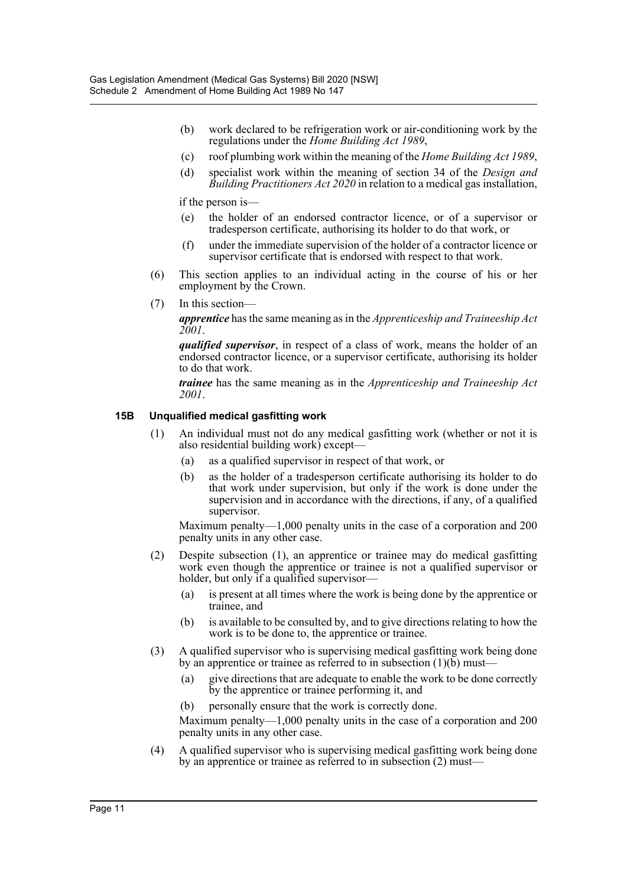(b) work declared to be refrigeration work or air-conditioning work by the regulations under the *Home Building Act 1989*,

(c) roof plumbing work within the meaning of the *Home Building Act 1989*,

(d) specialist work within the meaning of section 34 of the *Design and Building Practitioners Act 2020* in relation to a medical gas installation,

if the person is—

(e) the holder of an endorsed contractor licence, or of a supervisor or tradesperson certificate, authorising its holder to do that work, or

(f) under the immediate supervision of the holder of a contractor licence or supervisor certificate that is endorsed with respect to that work.

(6) This section applies to an individual acting in the course of his or her employment by the Crown.

(7) In this section—

***apprentice*** has the same meaning as in the *Apprenticeship and Traineeship Act 2001*.

***qualified supervisor***, in respect of a class of work, means the holder of an endorsed contractor licence, or a supervisor certificate, authorising its holder to do that work.

***trainee*** has the same meaning as in the *Apprenticeship and Traineeship Act 2001*.

**15B Unqualified medical gasfitting work**

(1) An individual must not do any medical gasfitting work (whether or not it is also residential building work) except—

(a) as a qualified supervisor in respect of that work, or

(b) as the holder of a tradesperson certificate authorising its holder to do that work under supervision, but only if the work is done under the supervision and in accordance with the directions, if any, of a qualified supervisor.

Maximum penalty—1,000 penalty units in the case of a corporation and 200 penalty units in any other case.

(2) Despite subsection (1), an apprentice or trainee may do medical gasfitting work even though the apprentice or trainee is not a qualified supervisor or holder, but only if a qualified supervisor—

(a) is present at all times where the work is being done by the apprentice or trainee, and

(b) is available to be consulted by, and to give directions relating to how the work is to be done to, the apprentice or trainee.

(3) A qualified supervisor who is supervising medical gasfitting work being done by an apprentice or trainee as referred to in subsection (1)(b) must—

(a) give directions that are adequate to enable the work to be done correctly by the apprentice or trainee performing it, and

(b) personally ensure that the work is correctly done.

Maximum penalty—1,000 penalty units in the case of a corporation and 200 penalty units in any other case.

(4) A qualified supervisor who is supervising medical gasfitting work being done by an apprentice or trainee as referred to in subsection (2) must—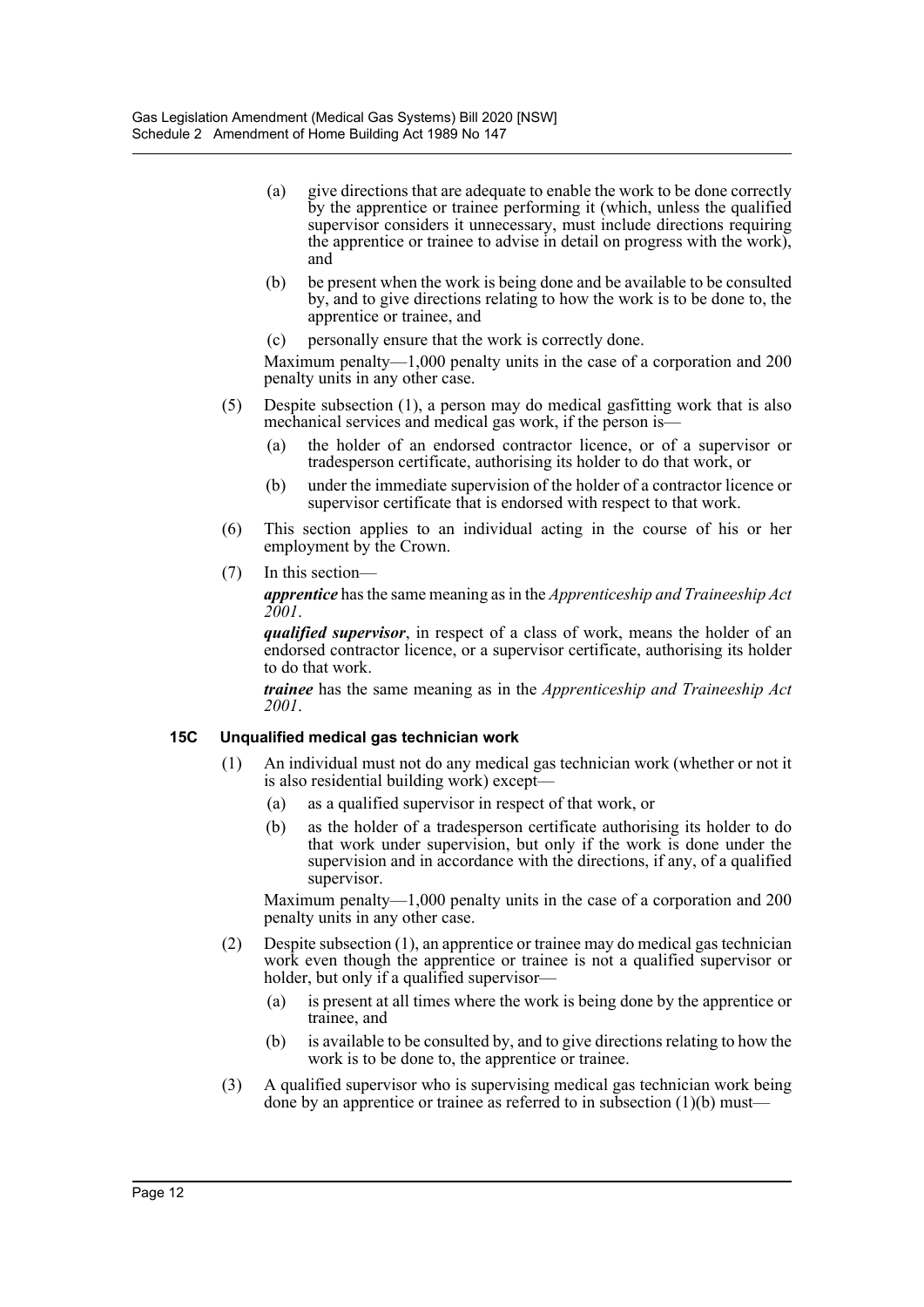(a) give directions that are adequate to enable the work to be done correctly by the apprentice or trainee performing it (which, unless the qualified supervisor considers it unnecessary, must include directions requiring the apprentice or trainee to advise in detail on progress with the work), and

(b) be present when the work is being done and be available to be consulted by, and to give directions relating to how the work is to be done to, the apprentice or trainee, and

(c) personally ensure that the work is correctly done.

Maximum penalty—1,000 penalty units in the case of a corporation and 200 penalty units in any other case.

(5) Despite subsection (1), a person may do medical gasfitting work that is also mechanical services and medical gas work, if the person is—

(a) the holder of an endorsed contractor licence, or of a supervisor or tradesperson certificate, authorising its holder to do that work, or

(b) under the immediate supervision of the holder of a contractor licence or supervisor certificate that is endorsed with respect to that work.

(6) This section applies to an individual acting in the course of his or her employment by the Crown.

(7) In this section—

***apprentice*** has the same meaning as in the *Apprenticeship and Traineeship Act 2001*.

***qualified supervisor***, in respect of a class of work, means the holder of an endorsed contractor licence, or a supervisor certificate, authorising its holder to do that work.

***trainee*** has the same meaning as in the *Apprenticeship and Traineeship Act 2001*.

### 15C Unqualified medical gas technician work

(1) An individual must not do any medical gas technician work (whether or not it is also residential building work) except—

(a) as a qualified supervisor in respect of that work, or

(b) as the holder of a tradesperson certificate authorising its holder to do that work under supervision, but only if the work is done under the supervision and in accordance with the directions, if any, of a qualified supervisor.

Maximum penalty—1,000 penalty units in the case of a corporation and 200 penalty units in any other case.

(2) Despite subsection (1), an apprentice or trainee may do medical gas technician work even though the apprentice or trainee is not a qualified supervisor or holder, but only if a qualified supervisor—

(a) is present at all times where the work is being done by the apprentice or trainee, and

(b) is available to be consulted by, and to give directions relating to how the work is to be done to, the apprentice or trainee.

(3) A qualified supervisor who is supervising medical gas technician work being done by an apprentice or trainee as referred to in subsection (1)(b) must—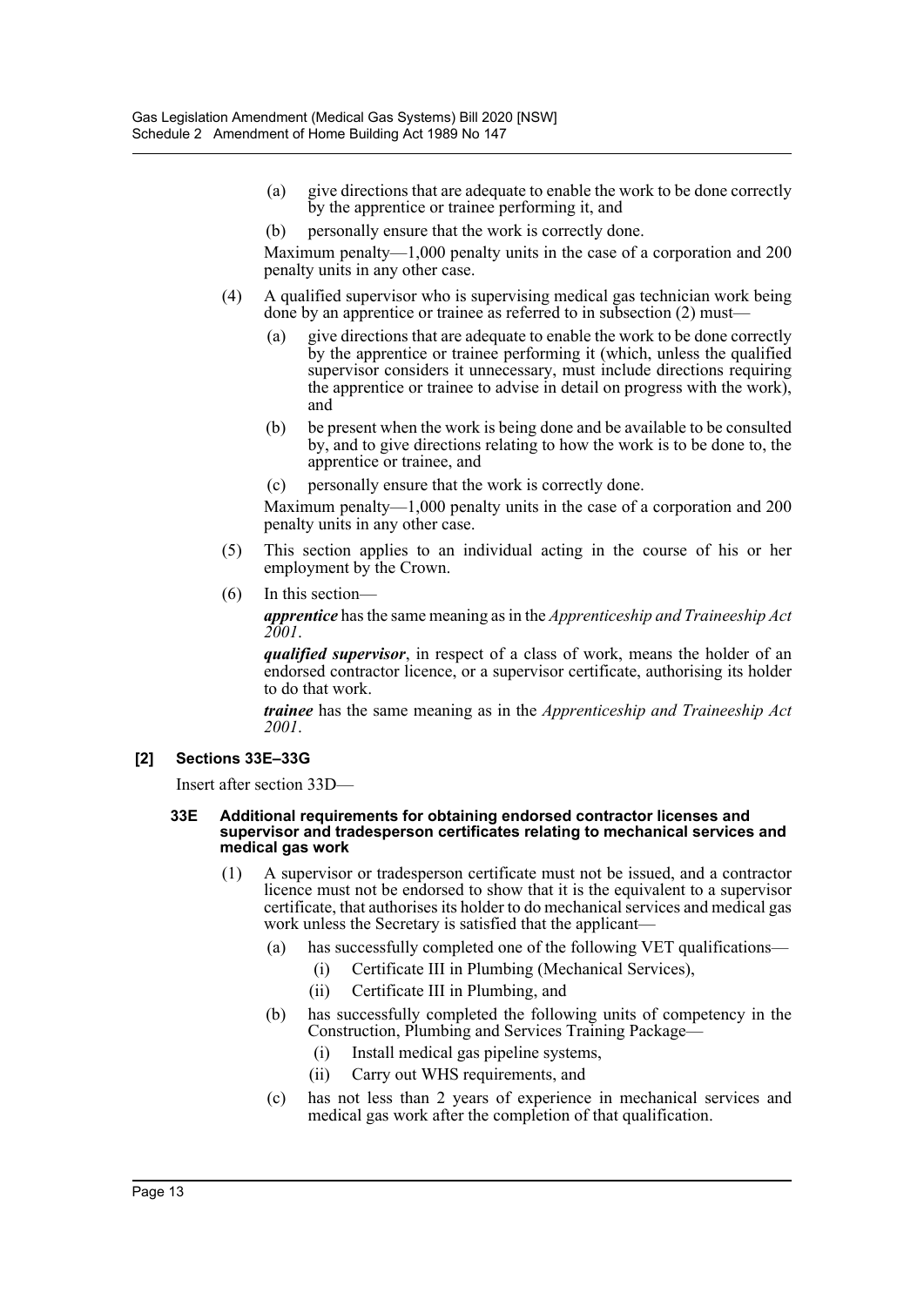(a) give directions that are adequate to enable the work to be done correctly by the apprentice or trainee performing it, and

(b) personally ensure that the work is correctly done.

Maximum penalty—1,000 penalty units in the case of a corporation and 200 penalty units in any other case.

(4) A qualified supervisor who is supervising medical gas technician work being done by an apprentice or trainee as referred to in subsection (2) must—

(a) give directions that are adequate to enable the work to be done correctly by the apprentice or trainee performing it (which, unless the qualified supervisor considers it unnecessary, must include directions requiring the apprentice or trainee to advise in detail on progress with the work), and

(b) be present when the work is being done and be available to be consulted by, and to give directions relating to how the work is to be done to, the apprentice or trainee, and

(c) personally ensure that the work is correctly done.

Maximum penalty—1,000 penalty units in the case of a corporation and 200 penalty units in any other case.

(5) This section applies to an individual acting in the course of his or her employment by the Crown.

(6) In this section—

***apprentice*** has the same meaning as in the *Apprenticeship and Traineeship Act 2001*.

***qualified supervisor***, in respect of a class of work, means the holder of an endorsed contractor licence, or a supervisor certificate, authorising its holder to do that work.

***trainee*** has the same meaning as in the *Apprenticeship and Traineeship Act 2001*.

### [2] Sections 33E–33G

Insert after section 33D—

#### 33E Additional requirements for obtaining endorsed contractor licenses and supervisor and tradesperson certificates relating to mechanical services and medical gas work

(1) A supervisor or tradesperson certificate must not be issued, and a contractor licence must not be endorsed to show that it is the equivalent to a supervisor certificate, that authorises its holder to do mechanical services and medical gas work unless the Secretary is satisfied that the applicant—

(a) has successfully completed one of the following VET qualifications—

(i) Certificate III in Plumbing (Mechanical Services),

(ii) Certificate III in Plumbing, and

(b) has successfully completed the following units of competency in the Construction, Plumbing and Services Training Package—

(i) Install medical gas pipeline systems,

(ii) Carry out WHS requirements, and

(c) has not less than 2 years of experience in mechanical services and medical gas work after the completion of that qualification.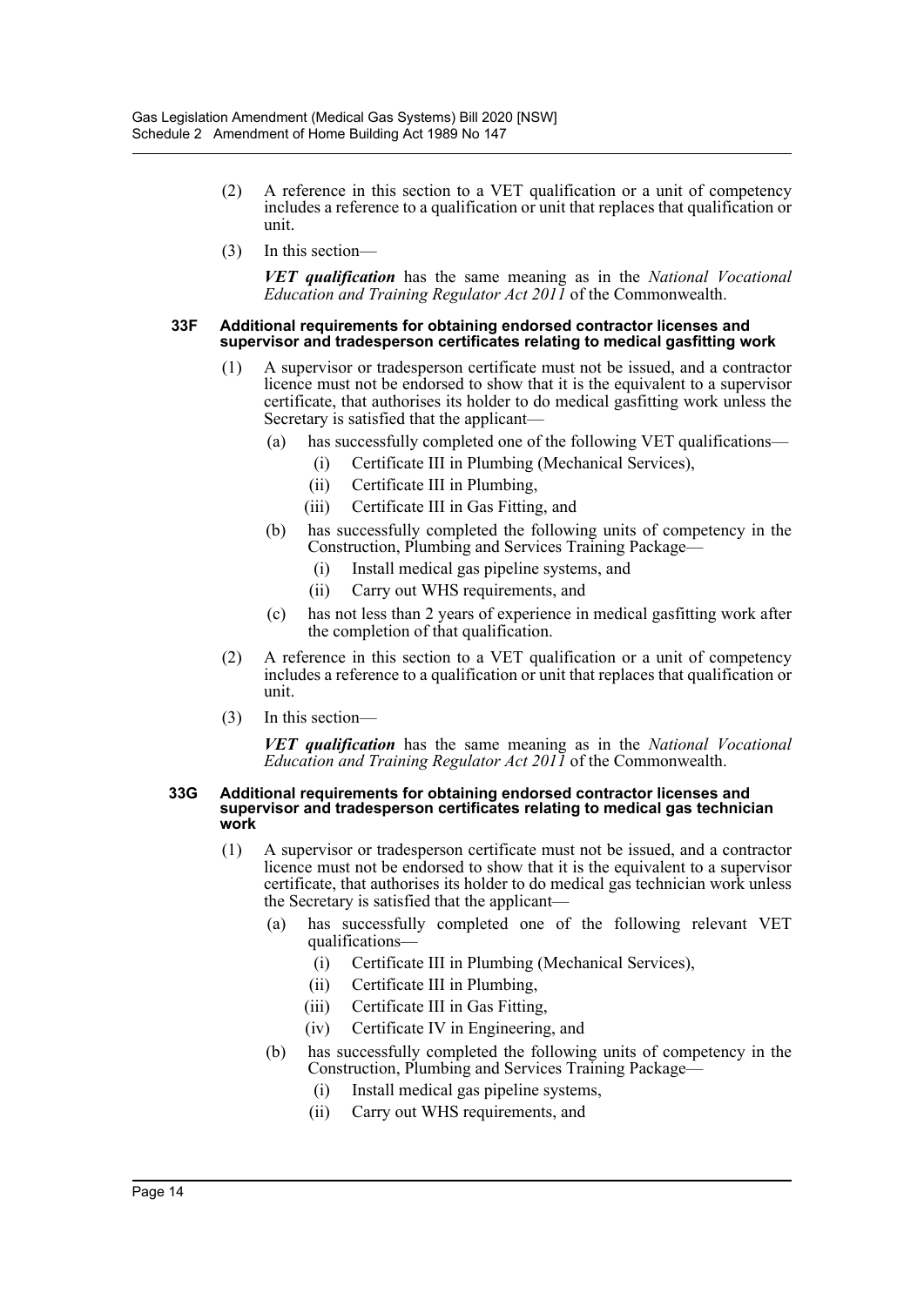(2) A reference in this section to a VET qualification or a unit of competency includes a reference to a qualification or unit that replaces that qualification or unit.

(3) In this section—

***VET qualification*** has the same meaning as in the *National Vocational Education and Training Regulator Act 2011* of the Commonwealth.

**33F Additional requirements for obtaining endorsed contractor licenses and supervisor and tradesperson certificates relating to medical gasfitting work**

(1) A supervisor or tradesperson certificate must not be issued, and a contractor licence must not be endorsed to show that it is the equivalent to a supervisor certificate, that authorises its holder to do medical gasfitting work unless the Secretary is satisfied that the applicant—

(a) has successfully completed one of the following VET qualifications—

(i) Certificate III in Plumbing (Mechanical Services),

(ii) Certificate III in Plumbing,

(iii) Certificate III in Gas Fitting, and

(b) has successfully completed the following units of competency in the Construction, Plumbing and Services Training Package—

(i) Install medical gas pipeline systems, and

(ii) Carry out WHS requirements, and

(c) has not less than 2 years of experience in medical gasfitting work after the completion of that qualification.

(2) A reference in this section to a VET qualification or a unit of competency includes a reference to a qualification or unit that replaces that qualification or unit.

(3) In this section—

***VET qualification*** has the same meaning as in the *National Vocational Education and Training Regulator Act 2011* of the Commonwealth.

**33G Additional requirements for obtaining endorsed contractor licenses and supervisor and tradesperson certificates relating to medical gas technician work**

(1) A supervisor or tradesperson certificate must not be issued, and a contractor licence must not be endorsed to show that it is the equivalent to a supervisor certificate, that authorises its holder to do medical gas technician work unless the Secretary is satisfied that the applicant—

(a) has successfully completed one of the following relevant VET qualifications—

(i) Certificate III in Plumbing (Mechanical Services),

(ii) Certificate III in Plumbing,

(iii) Certificate III in Gas Fitting,

(iv) Certificate IV in Engineering, and

(b) has successfully completed the following units of competency in the Construction, Plumbing and Services Training Package—

(i) Install medical gas pipeline systems,

(ii) Carry out WHS requirements, and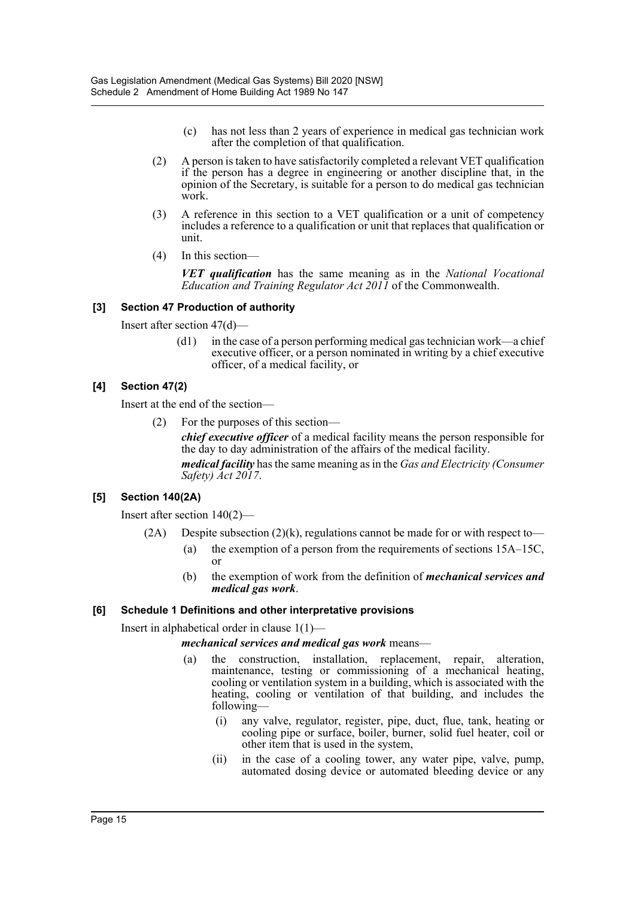(c) has not less than 2 years of experience in medical gas technician work after the completion of that qualification.

(2) A person is taken to have satisfactorily completed a relevant VET qualification if the person has a degree in engineering or another discipline that, in the opinion of the Secretary, is suitable for a person to do medical gas technician work.

(3) A reference in this section to a VET qualification or a unit of competency includes a reference to a qualification or unit that replaces that qualification or unit.

(4) In this section—

***VET qualification*** has the same meaning as in the *National Vocational Education and Training Regulator Act 2011* of the Commonwealth.

#### [3] Section 47 Production of authority

Insert after section 47(d)—

(d1) in the case of a person performing medical gas technician work—a chief executive officer, or a person nominated in writing by a chief executive officer, of a medical facility, or

#### [4] Section 47(2)

Insert at the end of the section—

(2) For the purposes of this section—

***chief executive officer*** of a medical facility means the person responsible for the day to day administration of the affairs of the medical facility.

***medical facility*** has the same meaning as in the *Gas and Electricity (Consumer Safety) Act 2017*.

#### [5] Section 140(2A)

Insert after section 140(2)—

(2A) Despite subsection (2)(k), regulations cannot be made for or with respect to—

(a) the exemption of a person from the requirements of sections 15A–15C, or

(b) the exemption of work from the definition of ***mechanical services and medical gas work***.

#### [6] Schedule 1 Definitions and other interpretative provisions

Insert in alphabetical order in clause 1(1)—

***mechanical services and medical gas work*** means—

(a) the construction, installation, replacement, repair, alteration, maintenance, testing or commissioning of a mechanical heating, cooling or ventilation system in a building, which is associated with the heating, cooling or ventilation of that building, and includes the following—

(i) any valve, regulator, register, pipe, duct, flue, tank, heating or cooling pipe or surface, boiler, burner, solid fuel heater, coil or other item that is used in the system,

(ii) in the case of a cooling tower, any water pipe, valve, pump, automated dosing device or automated bleeding device or any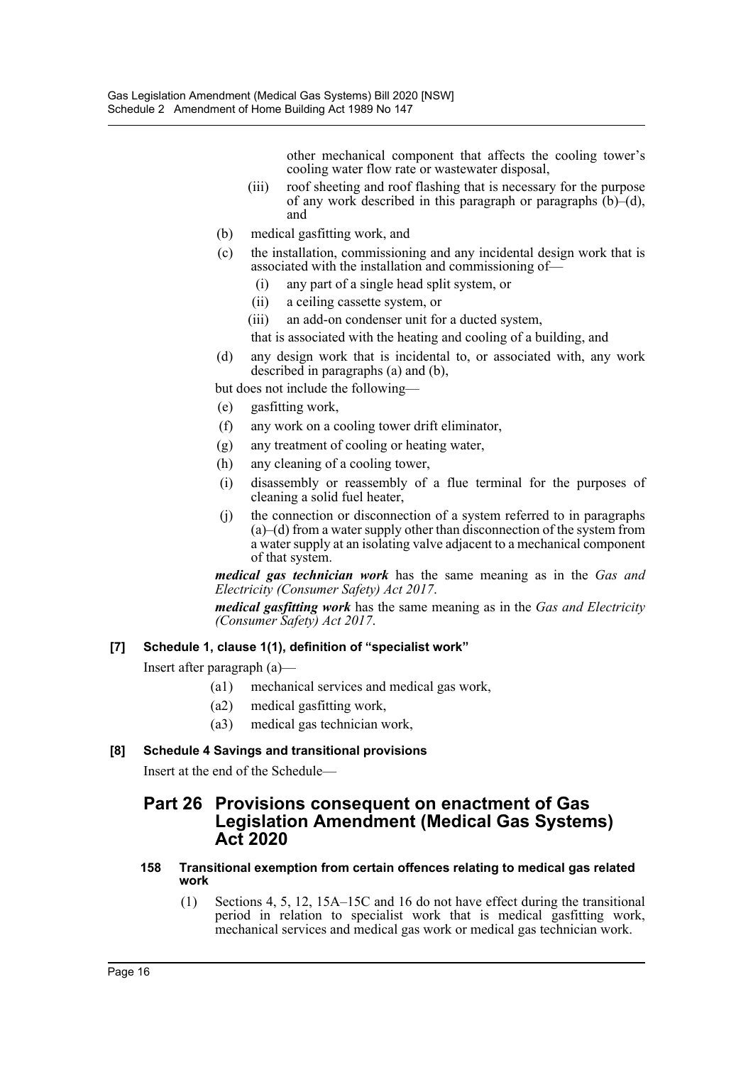other mechanical component that affects the cooling tower's cooling water flow rate or wastewater disposal,

(iii) roof sheeting and roof flashing that is necessary for the purpose of any work described in this paragraph or paragraphs (b)–(d), and

(b) medical gasfitting work, and

(c) the installation, commissioning and any incidental design work that is associated with the installation and commissioning of—

(i) any part of a single head split system, or

(ii) a ceiling cassette system, or

(iii) an add-on condenser unit for a ducted system,

that is associated with the heating and cooling of a building, and

(d) any design work that is incidental to, or associated with, any work described in paragraphs (a) and (b),

but does not include the following—

(e) gasfitting work,

(f) any work on a cooling tower drift eliminator,

(g) any treatment of cooling or heating water,

(h) any cleaning of a cooling tower,

(i) disassembly or reassembly of a flue terminal for the purposes of cleaning a solid fuel heater,

(j) the connection or disconnection of a system referred to in paragraphs (a)–(d) from a water supply other than disconnection of the system from a water supply at an isolating valve adjacent to a mechanical component of that system.

***medical gas technician work*** has the same meaning as in the *Gas and Electricity (Consumer Safety) Act 2017*.

***medical gasfitting work*** has the same meaning as in the *Gas and Electricity (Consumer Safety) Act 2017*.

### [7] Schedule 1, clause 1(1), definition of "specialist work"

Insert after paragraph (a)—

(a1) mechanical services and medical gas work,

(a2) medical gasfitting work,

(a3) medical gas technician work,

### [8] Schedule 4 Savings and transitional provisions

Insert at the end of the Schedule—

## Part 26 Provisions consequent on enactment of Gas Legislation Amendment (Medical Gas Systems) Act 2020

#### 158 Transitional exemption from certain offences relating to medical gas related work

(1) Sections 4, 5, 12, 15A–15C and 16 do not have effect during the transitional period in relation to specialist work that is medical gasfitting work, mechanical services and medical gas work or medical gas technician work.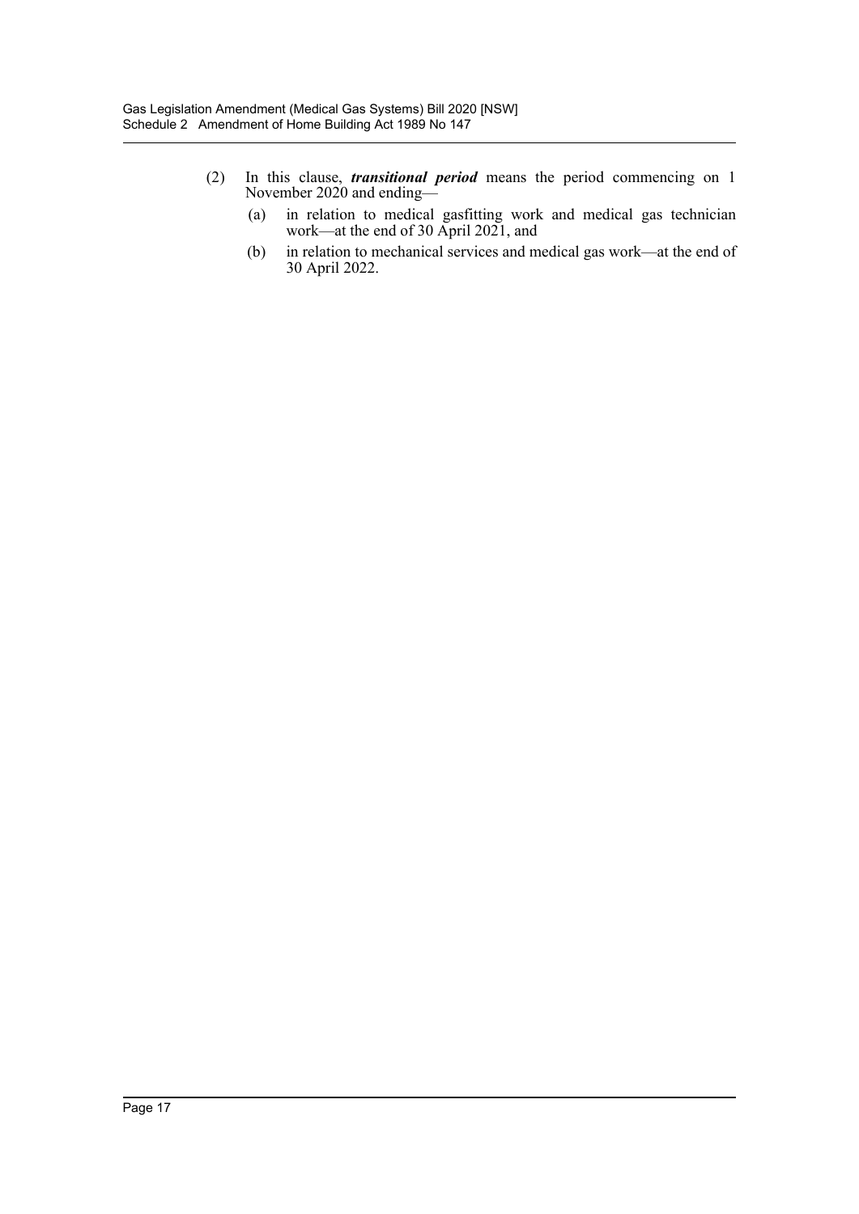(2) In this clause, ***transitional period*** means the period commencing on 1 November 2020 and ending—

(a) in relation to medical gasfitting work and medical gas technician work—at the end of 30 April 2021, and

(b) in relation to mechanical services and medical gas work—at the end of 30 April 2022.